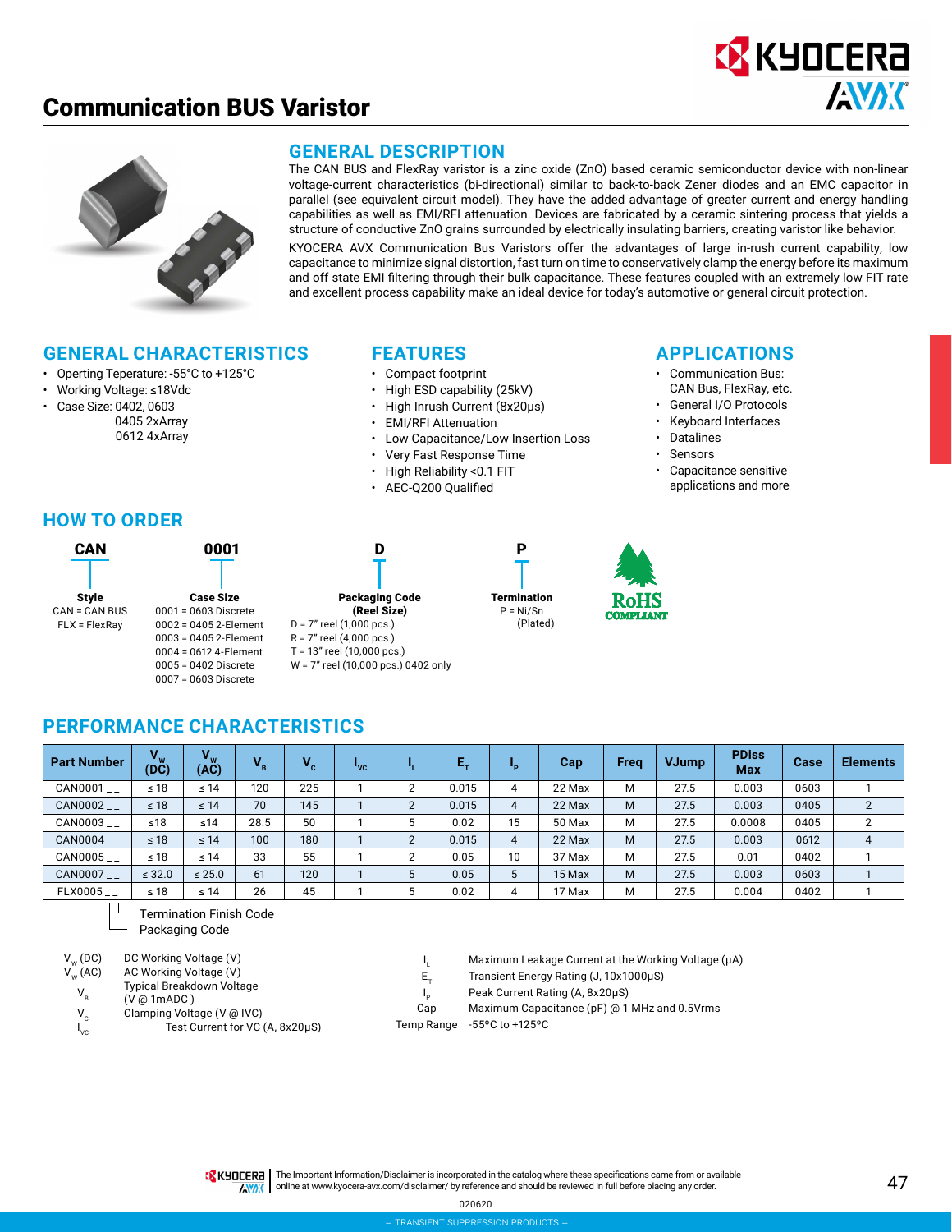# Communication BUS Varistor

## GENERAL DESCRIPTION

The CAN BUS and FlexRay varistor is a zinc oxide (ZnO) based ceramic semiconductor device with non-linear voltage-current characteristics (bi-directional) similar to back-to-back Zener diodes and an EMC capacitor in parallel (see equivalent circuit model). They have the added advantage of greater current and energy handling capabilities as well as EMI/RFI attenuation. Devices are fabricated by a ceramic sintering process that yields a structure of conductive ZnO grains surrounded by electrically insulating barriers, creating varistor like behavior.

KYOCERA AVX Communication Bus Varistors offer the advantages of large in-rush current capability, low capacitance to minimize signal distortion, fast turn on time to conservatively clamp the energy before its maximum and off state EMI filtering through their bulk capacitance. These features coupled with an extremely low FIT rate and excellent process capability make an ideal device for today's automotive or general circuit protection.

## GENERAL CHARACTERISTICS

- Operting Teperature: -55°C to +125°C
- Working Voltage: ≤18Vdc
- Case Size: 0402, 0603
  0405 2xArray
  0612 4xArray

## FEATURES

- Compact footprint
- High ESD capability (25kV)
- High Inrush Current (8x20μs)
- EMI/RFI Attenuation
- Low Capacitance/Low Insertion Loss
- Very Fast Response Time
- High Reliability <0.1 FIT
- AEC-Q200 Qualified

## APPLICATIONS

- Communication Bus: CAN Bus, FlexRay, etc.
- General I/O Protocols
- Keyboard Interfaces
- Datalines
- Sensors
- Capacitance sensitive applications and more

## HOW TO ORDER

| CAN | 0001 | D | P |
|---|---|---|---|
| **Style** | **Case Size** | **Packaging Code (Reel Size)** | **Termination** |
| CAN = CAN BUS<br>FLX = FlexRay | 0001 = 0603 Discrete<br>0002 = 0405 2-Element<br>0003 = 0405 2-Element<br>0004 = 0612 4-Element<br>0005 = 0402 Discrete<br>0007 = 0603 Discrete | D = 7" reel (1,000 pcs.)<br>R = 7" reel (4,000 pcs.)<br>T = 13" reel (10,000 pcs.)<br>W = 7" reel (10,000 pcs.) 0402 only | P = Ni/Sn (Plated) |

RoHS COMPLIANT

## PERFORMANCE CHARACTERISTICS

| Part Number | $V_W$ (DC) | $V_W$ (AC) | $V_B$ | $V_C$ | $I_{VC}$ | $I_L$ | $E_T$ | $I_P$ | Cap | Freq | VJump | PDiss Max | Case | Elements |
|---|---|---|---|---|---|---|---|---|---|---|---|---|---|---|
| CAN0001 _ _ | ≤ 18 | ≤ 14 | 120 | 225 | 1 | 2 | 0.015 | 4 | 22 Max | M | 27.5 | 0.003 | 0603 | 1 |
| CAN0002 _ _ | ≤ 18 | ≤ 14 | 70 | 145 | 1 | 2 | 0.015 | 4 | 22 Max | M | 27.5 | 0.003 | 0405 | 2 |
| CAN0003 _ _ | ≤18 | ≤14 | 28.5 | 50 | 1 | 5 | 0.02 | 15 | 50 Max | M | 27.5 | 0.0008 | 0405 | 2 |
| CAN0004 _ _ | ≤ 18 | ≤ 14 | 100 | 180 | 1 | 2 | 0.015 | 4 | 22 Max | M | 27.5 | 0.003 | 0612 | 4 |
| CAN0005 _ _ | ≤ 18 | ≤ 14 | 33 | 55 | 1 | 2 | 0.05 | 10 | 37 Max | M | 27.5 | 0.01 | 0402 | 1 |
| CAN0007 _ _ | ≤ 32.0 | ≤ 25.0 | 61 | 120 | 1 | 5 | 0.05 | 5 | 15 Max | M | 27.5 | 0.003 | 0603 | 1 |
| FLX0005 _ _ | ≤ 18 | ≤ 14 | 26 | 45 | 1 | 5 | 0.02 | 4 | 17 Max | M | 27.5 | 0.004 | 0402 | 1 |

Termination Finish Code
Packaging Code

$V_W$ (DC) DC Working Voltage (V)
$V_W$ (AC) AC Working Voltage (V)
$V_B$ Typical Breakdown Voltage (V @ 1mADC )
$V_C$ Clamping Voltage (V @ IVC)
$I_{VC}$ Test Current for VC (A, 8x20μS)

$I_L$ Maximum Leakage Current at the Working Voltage (μA)
$E_T$ Transient Energy Rating (J, 10x1000μS)
$I_P$ Peak Current Rating (A, 8x20μS)
Cap Maximum Capacitance (pF) @ 1 MHz and 0.5Vrms
Temp Range -55°C to +125°C

The Important Information/Disclaimer is incorporated in the catalog where these specifications came from or available online at www.kyocera-avx.com/disclaimer/ by reference and should be reviewed in full before placing any order.

020620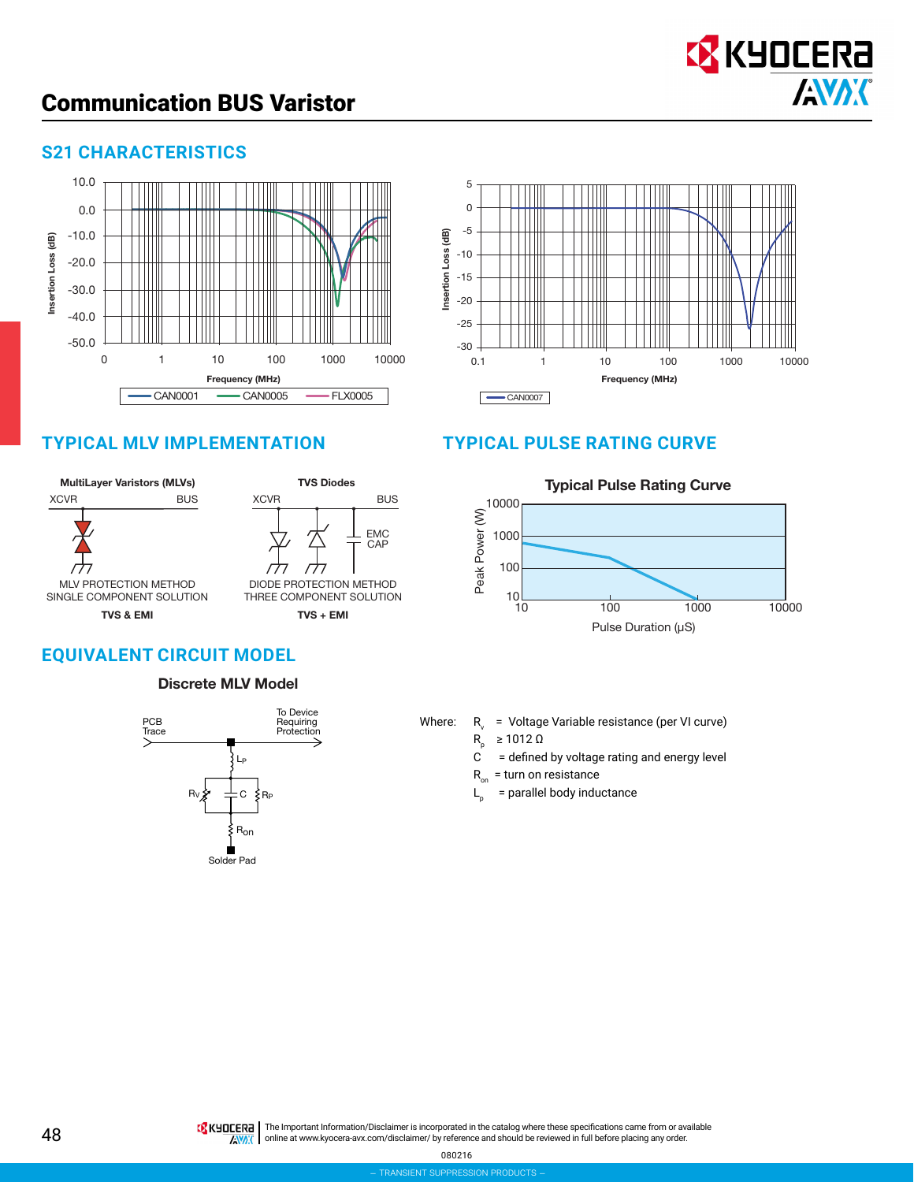# Communication BUS Varistor

## S21 CHARACTERISTICS

Insertion Loss (dB) vs Frequency (MHz) — CAN0001, CAN0005, FLX0005

Insertion Loss (dB) vs Frequency (MHz) — CAN0007

## TYPICAL MLV IMPLEMENTATION

**MultiLayer Varistors (MLVs)**

XCVR — BUS

MLV PROTECTION METHOD
SINGLE COMPONENT SOLUTION

**TVS & EMI**

**TVS Diodes**

XCVR — BUS

EMC CAP

DIODE PROTECTION METHOD
THREE COMPONENT SOLUTION

**TVS + EMI**

## TYPICAL PULSE RATING CURVE

**Typical Pulse Rating Curve**

Peak Power (W) vs Pulse Duration (μS)

## EQUIVALENT CIRCUIT MODEL

**Discrete MLV Model**

PCB Trace — To Device Requiring Protection

$L_P$, $R_V$, C, $R_P$, $R_{on}$, Solder Pad

Where:

- $R_v$ = Voltage Variable resistance (per VI curve)
- $R_p$ ≥ 1012 Ω
- C = defined by voltage rating and energy level
- $R_{on}$ = turn on resistance
- $L_p$ = parallel body inductance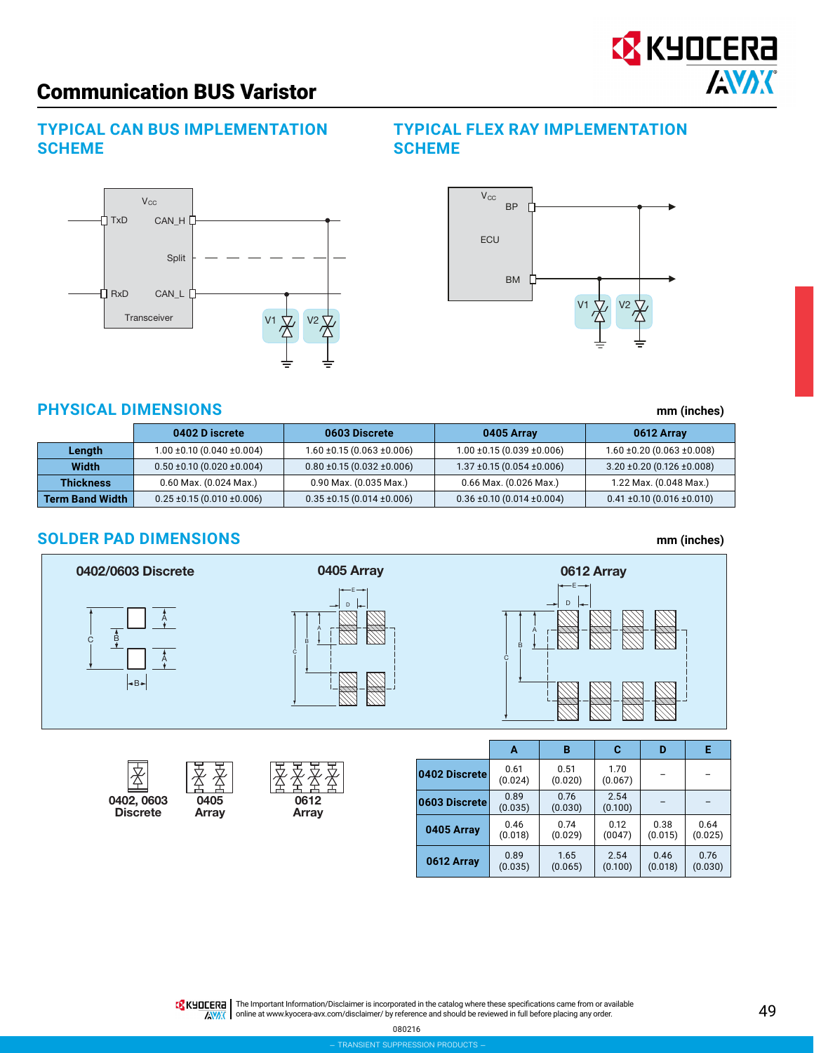# Communication BUS Varistor

## TYPICAL CAN BUS IMPLEMENTATION SCHEME

Vcc
TxD CAN_H
Split
RxD CAN_L
Transceiver
V1 V2

## TYPICAL FLEX RAY IMPLEMENTATION SCHEME

Vcc BP
ECU
BM
V1 V2

## PHYSICAL DIMENSIONS

mm (inches)

| | 0402 D iscrete | 0603 Discrete | 0405 Array | 0612 Array |
|---|---|---|---|---|
| **Length** | 1.00 ±0.10 (0.040 ±0.004) | 1.60 ±0.15 (0.063 ±0.006) | 1.00 ±0.15 (0.039 ±0.006) | 1.60 ±0.20 (0.063 ±0.008) |
| **Width** | 0.50 ±0.10 (0.020 ±0.004) | 0.80 ±0.15 (0.032 ±0.006) | 1.37 ±0.15 (0.054 ±0.006) | 3.20 ±0.20 (0.126 ±0.008) |
| **Thickness** | 0.60 Max. (0.024 Max.) | 0.90 Max. (0.035 Max.) | 0.66 Max. (0.026 Max.) | 1.22 Max. (0.048 Max.) |
| **Term Band Width** | 0.25 ±0.15 (0.010 ±0.006) | 0.35 ±0.15 (0.014 ±0.006) | 0.36 ±0.10 (0.014 ±0.004) | 0.41 ±0.10 (0.016 ±0.010) |

## SOLDER PAD DIMENSIONS

mm (inches)

**0402/0603 Discrete** **0405 Array** **0612 Array**

**0402, 0603 Discrete** **0405 Array** **0612 Array**

| | A | B | C | D | E |
|---|---|---|---|---|---|
| **0402 Discrete** | 0.61 (0.024) | 0.51 (0.020) | 1.70 (0.067) | – | – |
| **0603 Discrete** | 0.89 (0.035) | 0.76 (0.030) | 2.54 (0.100) | – | – |
| **0405 Array** | 0.46 (0.018) | 0.74 (0.029) | 0.12 (0047) | 0.38 (0.015) | 0.64 (0.025) |
| **0612 Array** | 0.89 (0.035) | 1.65 (0.065) | 2.54 (0.100) | 0.46 (0.018) | 0.76 (0.030) |

The Important Information/Disclaimer is incorporated in the catalog where these specifications came from or available online at www.kyocera-avx.com/disclaimer/ by reference and should be reviewed in full before placing any order.

080216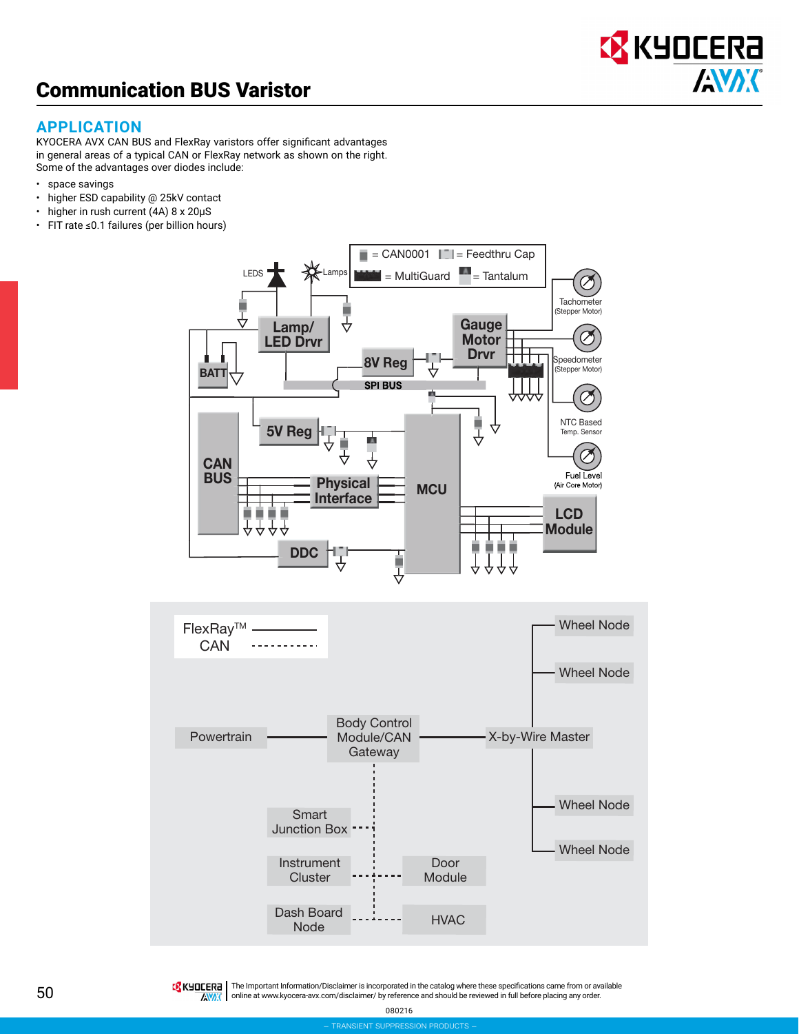# Communication BUS Varistor

## APPLICATION

KYOCERA AVX CAN BUS and FlexRay varistors offer significant advantages in general areas of a typical CAN or FlexRay network as shown on the right. Some of the advantages over diodes include:

- space savings
- higher ESD capability @ 25kV contact
- higher in rush current (4A) 8 x 20μS
- FIT rate ≤0.1 failures (per billion hours)

= CAN0001
= Feedthru Cap
= MultiGuard
= Tantalum

LEDS
Lamps
Lamp/ LED Drvr
BATT
8V Reg
SPI BUS
Gauge Motor Drvr
Tachometer (Stepper Motor)
Speedometer (Stepper Motor)
NTC Based Temp. Sensor
Fuel Level (Air Core Motor)
5V Reg
CAN BUS
Physical Interface
MCU
LCD Module
DDC

FlexRay™
CAN
Wheel Node
Wheel Node
Powertrain
Body Control Module/CAN Gateway
X-by-Wire Master
Wheel Node
Wheel Node
Smart Junction Box
Instrument Cluster
Door Module
Dash Board Node
HVAC

The Important Information/Disclaimer is incorporated in the catalog where these specifications came from or available online at www.kyocera-avx.com/disclaimer/ by reference and should be reviewed in full before placing any order.